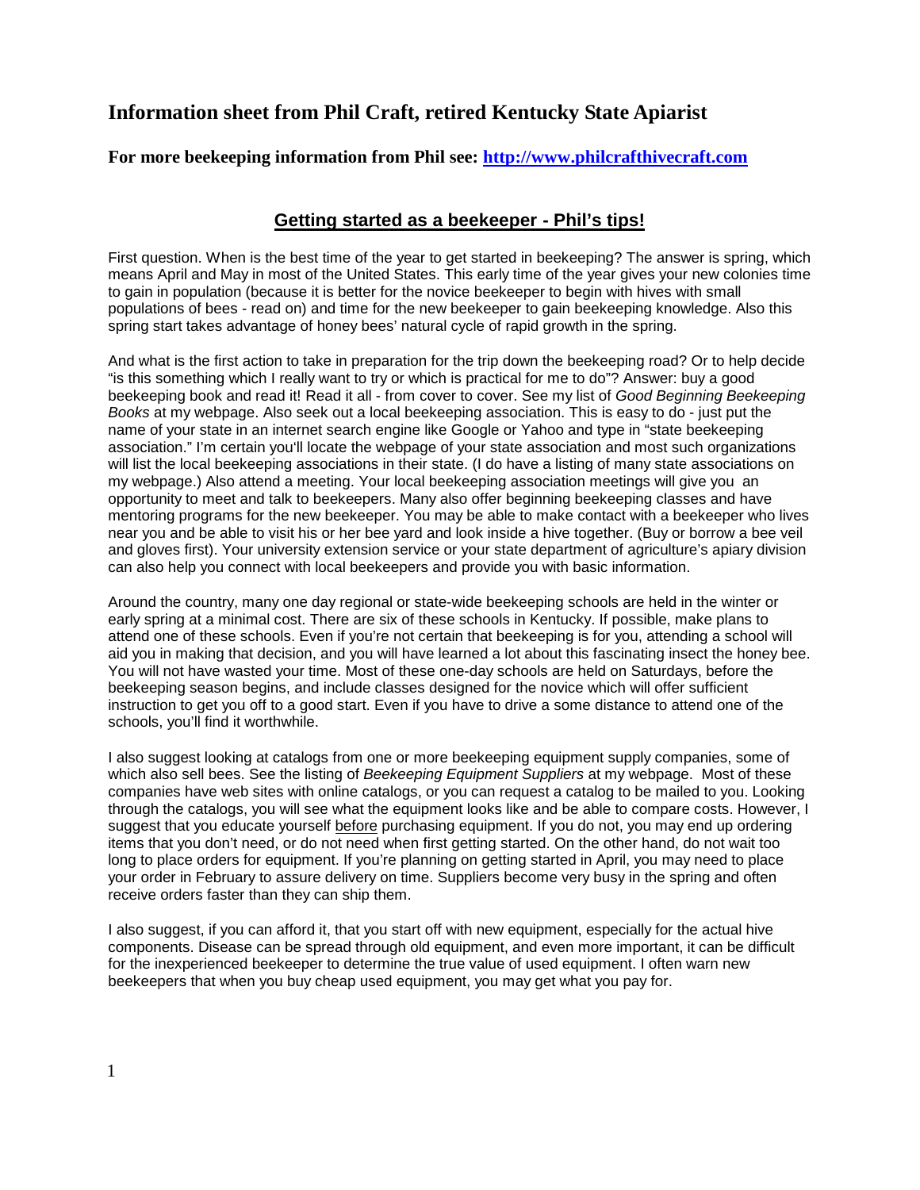# Information sheet from Phil Craft, retired Kentucky State Apiarist

**For more beekeeping information from Phil see: [http://www.philcrafthivecraft.com](http://www.philcrafthivecraft.com)**

## Getting started as a beekeeper - Phil's tips!

First question. When is the best time of the year to get started in beekeeping? The answer is spring, which means April and May in most of the United States. This early time of the year gives your new colonies time to gain in population (because it is better for the novice beekeeper to begin with hives with small populations of bees - read on) and time for the new beekeeper to gain beekeeping knowledge. Also this spring start takes advantage of honey bees' natural cycle of rapid growth in the spring.

And what is the first action to take in preparation for the trip down the beekeeping road? Or to help decide "is this something which I really want to try or which is practical for me to do"? Answer: buy a good beekeeping book and read it! Read it all - from cover to cover. See my list of *Good Beginning Beekeeping Books* at my webpage. Also seek out a local beekeeping association. This is easy to do - just put the name of your state in an internet search engine like Google or Yahoo and type in "state beekeeping association." I'm certain you'll locate the webpage of your state association and most such organizations will list the local beekeeping associations in their state. (I do have a listing of many state associations on my webpage.) Also attend a meeting. Your local beekeeping association meetings will give you an opportunity to meet and talk to beekeepers. Many also offer beginning beekeeping classes and have mentoring programs for the new beekeeper. You may be able to make contact with a beekeeper who lives near you and be able to visit his or her bee yard and look inside a hive together. (Buy or borrow a bee veil and gloves first). Your university extension service or your state department of agriculture's apiary division can also help you connect with local beekeepers and provide you with basic information.

Around the country, many one day regional or state-wide beekeeping schools are held in the winter or early spring at a minimal cost. There are six of these schools in Kentucky. If possible, make plans to attend one of these schools. Even if you're not certain that beekeeping is for you, attending a school will aid you in making that decision, and you will have learned a lot about this fascinating insect the honey bee. You will not have wasted your time. Most of these one-day schools are held on Saturdays, before the beekeeping season begins, and include classes designed for the novice which will offer sufficient instruction to get you off to a good start. Even if you have to drive a some distance to attend one of the schools, you'll find it worthwhile.

I also suggest looking at catalogs from one or more beekeeping equipment supply companies, some of which also sell bees. See the listing of *Beekeeping Equipment Suppliers* at my webpage. Most of these companies have web sites with online catalogs, or you can request a catalog to be mailed to you. Looking through the catalogs, you will see what the equipment looks like and be able to compare costs. However, I suggest that you educate yourself <u>before</u> purchasing equipment. If you do not, you may end up ordering items that you don't need, or do not need when first getting started. On the other hand, do not wait too long to place orders for equipment. If you're planning on getting started in April, you may need to place your order in February to assure delivery on time. Suppliers become very busy in the spring and often receive orders faster than they can ship them.

I also suggest, if you can afford it, that you start off with new equipment, especially for the actual hive components. Disease can be spread through old equipment, and even more important, it can be difficult for the inexperienced beekeeper to determine the true value of used equipment. I often warn new beekeepers that when you buy cheap used equipment, you may get what you pay for.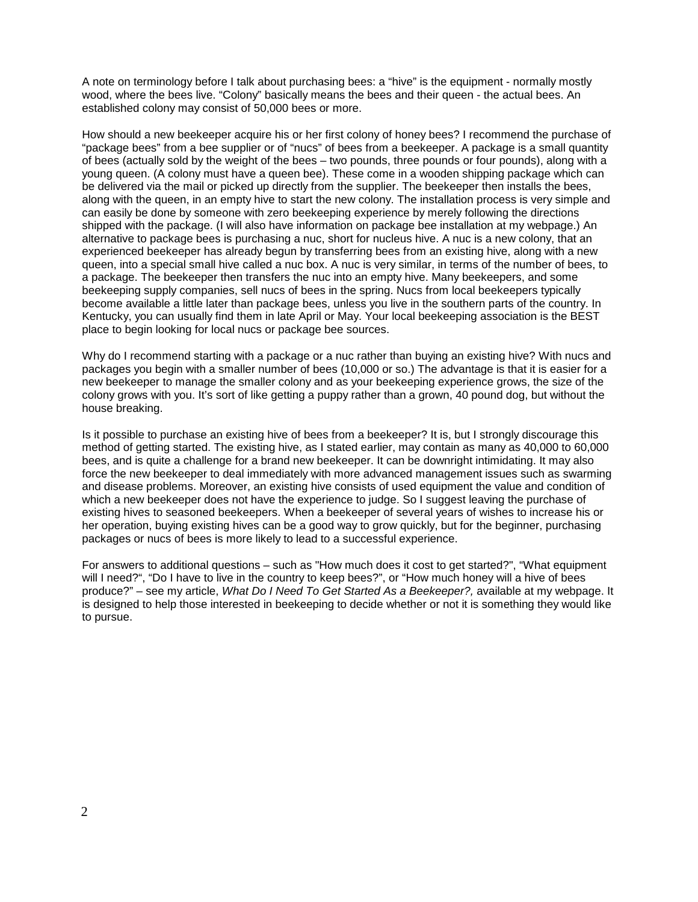A note on terminology before I talk about purchasing bees: a "hive" is the equipment - normally mostly wood, where the bees live. "Colony" basically means the bees and their queen - the actual bees. An established colony may consist of 50,000 bees or more.

How should a new beekeeper acquire his or her first colony of honey bees? I recommend the purchase of "package bees" from a bee supplier or of "nucs" of bees from a beekeeper. A package is a small quantity of bees (actually sold by the weight of the bees – two pounds, three pounds or four pounds), along with a young queen. (A colony must have a queen bee). These come in a wooden shipping package which can be delivered via the mail or picked up directly from the supplier. The beekeeper then installs the bees, along with the queen, in an empty hive to start the new colony. The installation process is very simple and can easily be done by someone with zero beekeeping experience by merely following the directions shipped with the package. (I will also have information on package bee installation at my webpage.) An alternative to package bees is purchasing a nuc, short for nucleus hive. A nuc is a new colony, that an experienced beekeeper has already begun by transferring bees from an existing hive, along with a new queen, into a special small hive called a nuc box. A nuc is very similar, in terms of the number of bees, to a package. The beekeeper then transfers the nuc into an empty hive. Many beekeepers, and some beekeeping supply companies, sell nucs of bees in the spring. Nucs from local beekeepers typically become available a little later than package bees, unless you live in the southern parts of the country. In Kentucky, you can usually find them in late April or May. Your local beekeeping association is the BEST place to begin looking for local nucs or package bee sources.

Why do I recommend starting with a package or a nuc rather than buying an existing hive? With nucs and packages you begin with a smaller number of bees (10,000 or so.) The advantage is that it is easier for a new beekeeper to manage the smaller colony and as your beekeeping experience grows, the size of the colony grows with you. It's sort of like getting a puppy rather than a grown, 40 pound dog, but without the house breaking.

Is it possible to purchase an existing hive of bees from a beekeeper? It is, but I strongly discourage this method of getting started. The existing hive, as I stated earlier, may contain as many as 40,000 to 60,000 bees, and is quite a challenge for a brand new beekeeper. It can be downright intimidating. It may also force the new beekeeper to deal immediately with more advanced management issues such as swarming and disease problems. Moreover, an existing hive consists of used equipment the value and condition of which a new beekeeper does not have the experience to judge. So I suggest leaving the purchase of existing hives to seasoned beekeepers. When a beekeeper of several years of wishes to increase his or her operation, buying existing hives can be a good way to grow quickly, but for the beginner, purchasing packages or nucs of bees is more likely to lead to a successful experience.

For answers to additional questions – such as "How much does it cost to get started?", "What equipment will I need?", "Do I have to live in the country to keep bees?", or "How much honey will a hive of bees produce?" – see my article, *What Do I Need To Get Started As a Beekeeper?,* available at my webpage. It is designed to help those interested in beekeeping to decide whether or not it is something they would like to pursue.